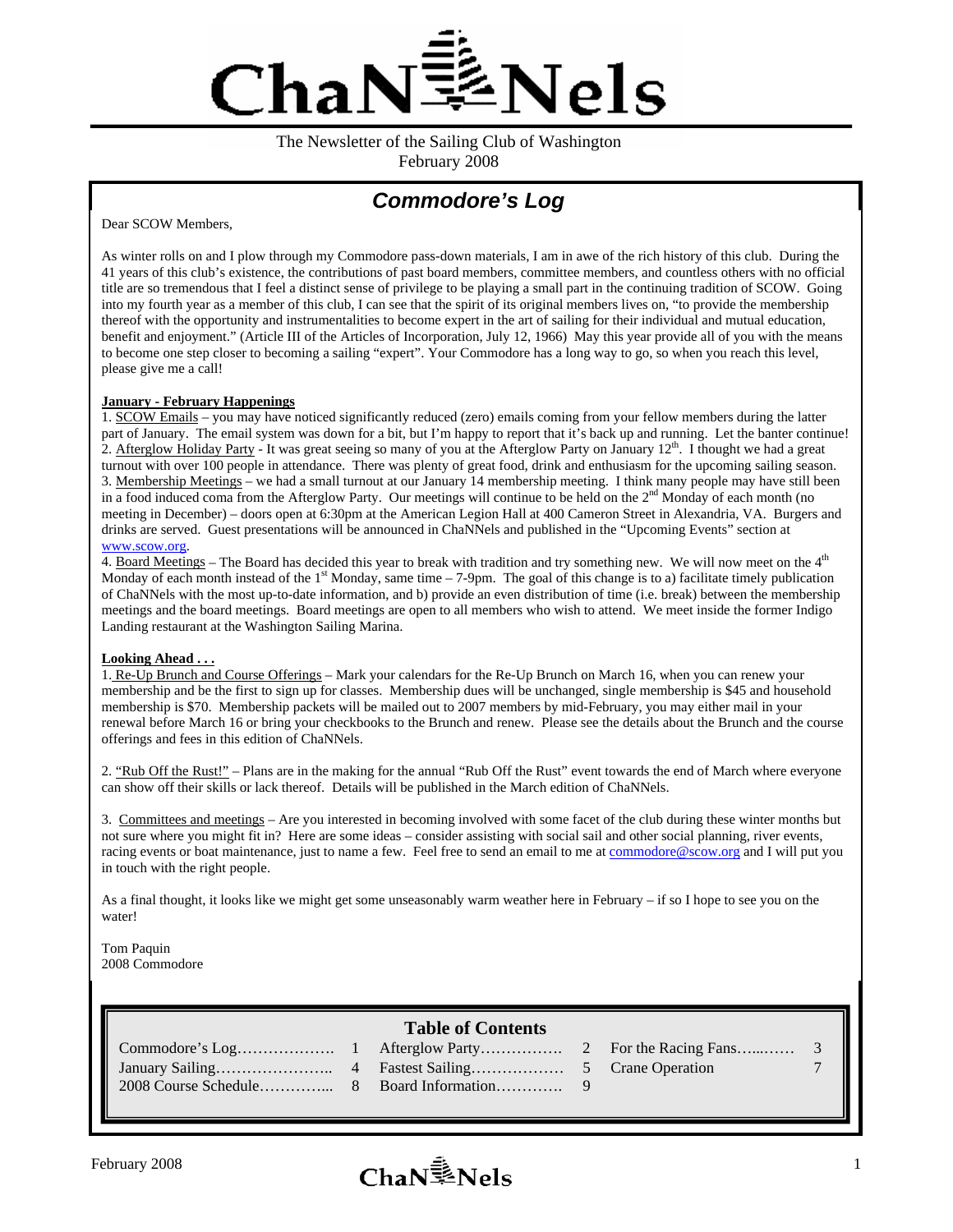# ChaNNels

The Newsletter of the Sailing Club of Washington
February 2008

## *Commodore's Log*

Dear SCOW Members,

As winter rolls on and I plow through my Commodore pass-down materials, I am in awe of the rich history of this club. During the 41 years of this club's existence, the contributions of past board members, committee members, and countless others with no official title are so tremendous that I feel a distinct sense of privilege to be playing a small part in the continuing tradition of SCOW. Going into my fourth year as a member of this club, I can see that the spirit of its original members lives on, "to provide the membership thereof with the opportunity and instrumentalities to become expert in the art of sailing for their individual and mutual education, benefit and enjoyment." (Article III of the Articles of Incorporation, July 12, 1966) May this year provide all of you with the means to become one step closer to becoming a sailing "expert". Your Commodore has a long way to go, so when you reach this level, please give me a call!

**January - February Happenings**

1. SCOW Emails – you may have noticed significantly reduced (zero) emails coming from your fellow members during the latter part of January. The email system was down for a bit, but I'm happy to report that it's back up and running. Let the banter continue!
2. Afterglow Holiday Party - It was great seeing so many of you at the Afterglow Party on January 12th. I thought we had a great turnout with over 100 people in attendance. There was plenty of great food, drink and enthusiasm for the upcoming sailing season.
3. Membership Meetings – we had a small turnout at our January 14 membership meeting. I think many people may have still been in a food induced coma from the Afterglow Party. Our meetings will continue to be held on the 2nd Monday of each month (no meeting in December) – doors open at 6:30pm at the American Legion Hall at 400 Cameron Street in Alexandria, VA. Burgers and drinks are served. Guest presentations will be announced in ChaNNels and published in the "Upcoming Events" section at www.scow.org.
4. Board Meetings – The Board has decided this year to break with tradition and try something new. We will now meet on the 4th Monday of each month instead of the 1st Monday, same time – 7-9pm. The goal of this change is to a) facilitate timely publication of ChaNNels with the most up-to-date information, and b) provide an even distribution of time (i.e. break) between the membership meetings and the board meetings. Board meetings are open to all members who wish to attend. We meet inside the former Indigo Landing restaurant at the Washington Sailing Marina.

**Looking Ahead . . .**

1. Re-Up Brunch and Course Offerings – Mark your calendars for the Re-Up Brunch on March 16, when you can renew your membership and be the first to sign up for classes. Membership dues will be unchanged, single membership is $45 and household membership is $70. Membership packets will be mailed out to 2007 members by mid-February, you may either mail in your renewal before March 16 or bring your checkbooks to the Brunch and renew. Please see the details about the Brunch and the course offerings and fees in this edition of ChaNNels.

2. "Rub Off the Rust!" – Plans are in the making for the annual "Rub Off the Rust" event towards the end of March where everyone can show off their skills or lack thereof. Details will be published in the March edition of ChaNNels.

3. Committees and meetings – Are you interested in becoming involved with some facet of the club during these winter months but not sure where you might fit in? Here are some ideas – consider assisting with social sail and other social planning, river events, racing events or boat maintenance, just to name a few. Feel free to send an email to me at commodore@scow.org and I will put you in touch with the right people.

As a final thought, it looks like we might get some unseasonably warm weather here in February – if so I hope to see you on the water!

Tom Paquin
2008 Commodore

**Table of Contents**

| | | | | | |
|---|---|---|---|---|---|
| Commodore's Log | 1 | Afterglow Party | 2 | For the Racing Fans | 3 |
| January Sailing | 4 | Fastest Sailing | 5 | Crane Operation | 7 |
| 2008 Course Schedule | 8 | Board Information | 9 | | |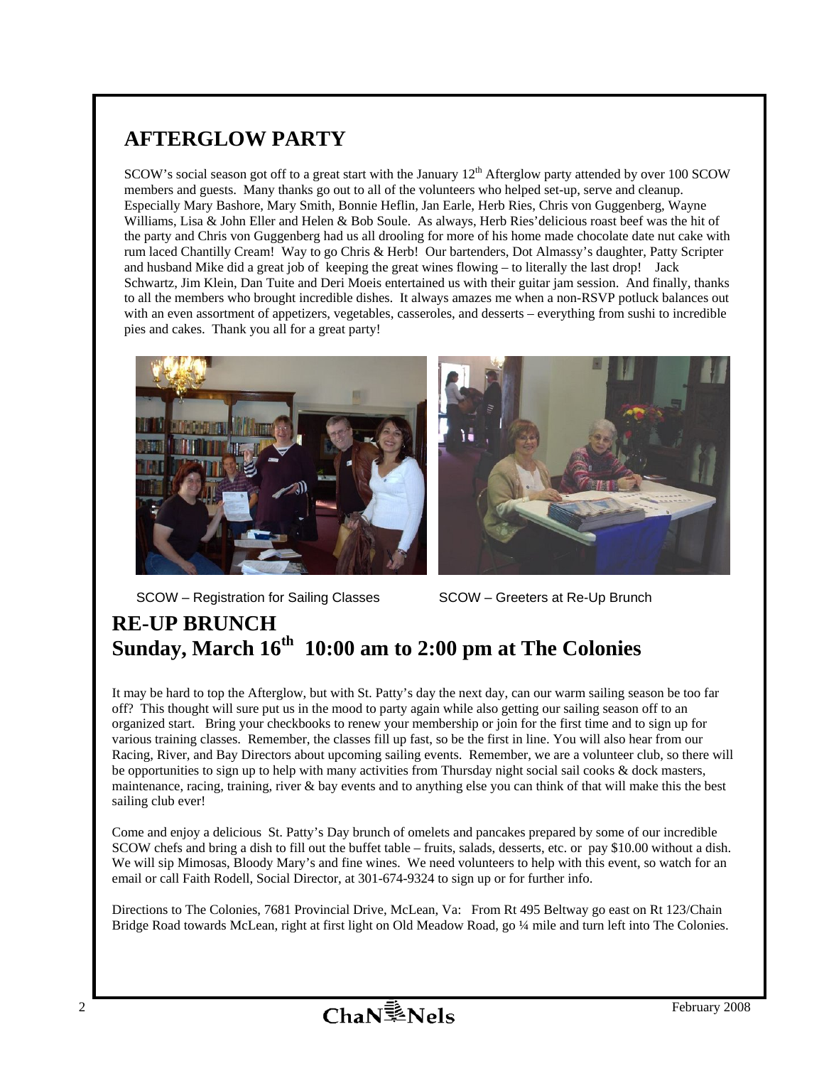## AFTERGLOW PARTY

SCOW's social season got off to a great start with the January 12th Afterglow party attended by over 100 SCOW members and guests. Many thanks go out to all of the volunteers who helped set-up, serve and cleanup. Especially Mary Bashore, Mary Smith, Bonnie Heflin, Jan Earle, Herb Ries, Chris von Guggenberg, Wayne Williams, Lisa & John Eller and Helen & Bob Soule. As always, Herb Ries'delicious roast beef was the hit of the party and Chris von Guggenberg had us all drooling for more of his home made chocolate date nut cake with rum laced Chantilly Cream! Way to go Chris & Herb! Our bartenders, Dot Almassy's daughter, Patty Scripter and husband Mike did a great job of keeping the great wines flowing – to literally the last drop! Jack Schwartz, Jim Klein, Dan Tuite and Deri Moeis entertained us with their guitar jam session. And finally, thanks to all the members who brought incredible dishes. It always amazes me when a non-RSVP potluck balances out with an even assortment of appetizers, vegetables, casseroles, and desserts – everything from sushi to incredible pies and cakes. Thank you all for a great party!

SCOW – Registration for Sailing Classes

SCOW – Greeters at Re-Up Brunch

## RE-UP BRUNCH
## Sunday, March 16th 10:00 am to 2:00 pm at The Colonies

It may be hard to top the Afterglow, but with St. Patty's day the next day, can our warm sailing season be too far off? This thought will sure put us in the mood to party again while also getting our sailing season off to an organized start. Bring your checkbooks to renew your membership or join for the first time and to sign up for various training classes. Remember, the classes fill up fast, so be the first in line. You will also hear from our Racing, River, and Bay Directors about upcoming sailing events. Remember, we are a volunteer club, so there will be opportunities to sign up to help with many activities from Thursday night social sail cooks & dock masters, maintenance, racing, training, river & bay events and to anything else you can think of that will make this the best sailing club ever!

Come and enjoy a delicious St. Patty's Day brunch of omelets and pancakes prepared by some of our incredible SCOW chefs and bring a dish to fill out the buffet table – fruits, salads, desserts, etc. or pay $10.00 without a dish. We will sip Mimosas, Bloody Mary's and fine wines. We need volunteers to help with this event, so watch for an email or call Faith Rodell, Social Director, at 301-674-9324 to sign up or for further info.

Directions to The Colonies, 7681 Provincial Drive, McLean, Va: From Rt 495 Beltway go east on Rt 123/Chain Bridge Road towards McLean, right at first light on Old Meadow Road, go ¼ mile and turn left into The Colonies.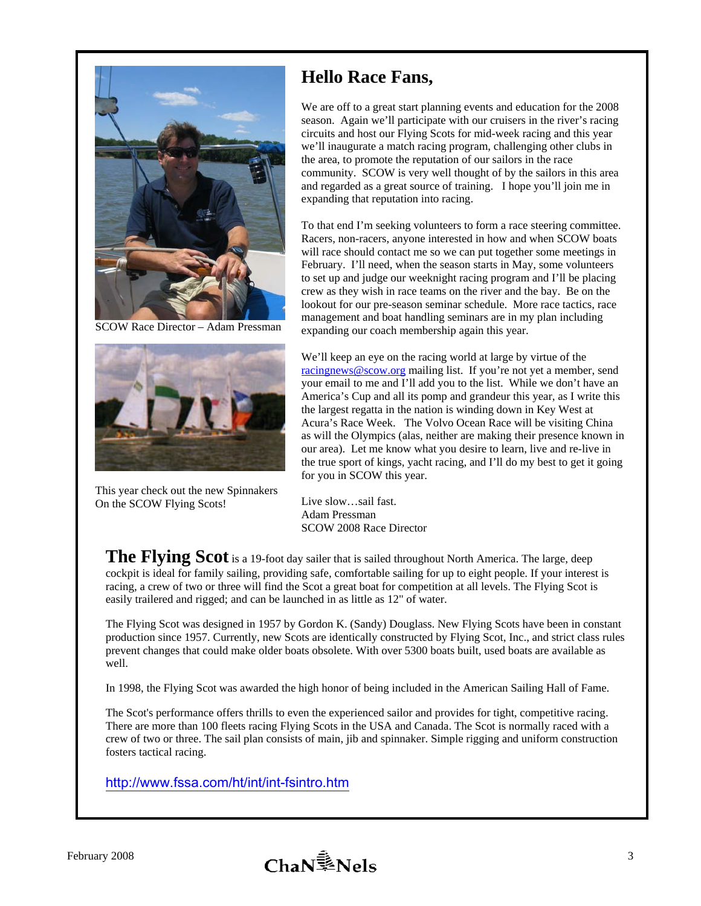SCOW Race Director – Adam Pressman

This year check out the new Spinnakers On the SCOW Flying Scots!

## Hello Race Fans,

We are off to a great start planning events and education for the 2008 season. Again we'll participate with our cruisers in the river's racing circuits and host our Flying Scots for mid-week racing and this year we'll inaugurate a match racing program, challenging other clubs in the area, to promote the reputation of our sailors in the race community. SCOW is very well thought of by the sailors in this area and regarded as a great source of training. I hope you'll join me in expanding that reputation into racing.

To that end I'm seeking volunteers to form a race steering committee. Racers, non-racers, anyone interested in how and when SCOW boats will race should contact me so we can put together some meetings in February. I'll need, when the season starts in May, some volunteers to set up and judge our weeknight racing program and I'll be placing crew as they wish in race teams on the river and the bay. Be on the lookout for our pre-season seminar schedule. More race tactics, race management and boat handling seminars are in my plan including expanding our coach membership again this year.

We'll keep an eye on the racing world at large by virtue of the racingnews@scow.org mailing list. If you're not yet a member, send your email to me and I'll add you to the list. While we don't have an America's Cup and all its pomp and grandeur this year, as I write this the largest regatta in the nation is winding down in Key West at Acura's Race Week. The Volvo Ocean Race will be visiting China as will the Olympics (alas, neither are making their presence known in our area). Let me know what you desire to learn, live and re-live in the true sport of kings, yacht racing, and I'll do my best to get it going for you in SCOW this year.

Live slow…sail fast.
Adam Pressman
SCOW 2008 Race Director

**The Flying Scot** is a 19-foot day sailer that is sailed throughout North America. The large, deep cockpit is ideal for family sailing, providing safe, comfortable sailing for up to eight people. If your interest is racing, a crew of two or three will find the Scot a great boat for competition at all levels. The Flying Scot is easily trailered and rigged; and can be launched in as little as 12" of water.

The Flying Scot was designed in 1957 by Gordon K. (Sandy) Douglass. New Flying Scots have been in constant production since 1957. Currently, new Scots are identically constructed by Flying Scot, Inc., and strict class rules prevent changes that could make older boats obsolete. With over 5300 boats built, used boats are available as well.

In 1998, the Flying Scot was awarded the high honor of being included in the American Sailing Hall of Fame.

The Scot's performance offers thrills to even the experienced sailor and provides for tight, competitive racing. There are more than 100 fleets racing Flying Scots in the USA and Canada. The Scot is normally raced with a crew of two or three. The sail plan consists of main, jib and spinnaker. Simple rigging and uniform construction fosters tactical racing.

http://www.fssa.com/ht/int/int-fsintro.htm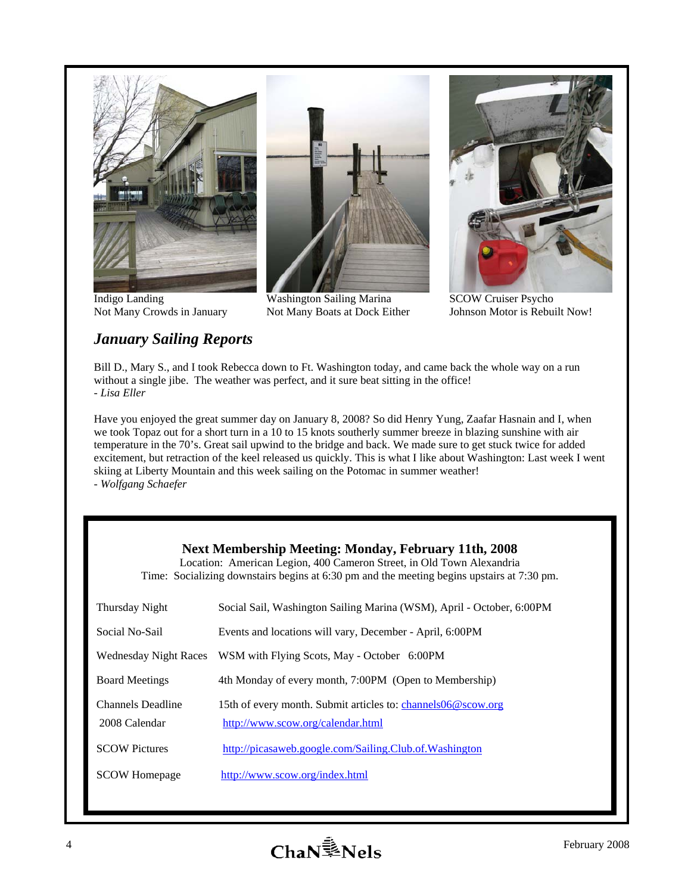Indigo Landing
Not Many Crowds in January

Washington Sailing Marina
Not Many Boats at Dock Either

SCOW Cruiser Psycho
Johnson Motor is Rebuilt Now!

## *January Sailing Reports*

Bill D., Mary S., and I took Rebecca down to Ft. Washington today, and came back the whole way on a run without a single jibe. The weather was perfect, and it sure beat sitting in the office!
*- Lisa Eller*

Have you enjoyed the great summer day on January 8, 2008? So did Henry Yung, Zaafar Hasnain and I, when we took Topaz out for a short turn in a 10 to 15 knots southerly summer breeze in blazing sunshine with air temperature in the 70's. Great sail upwind to the bridge and back. We made sure to get stuck twice for added excitement, but retraction of the keel released us quickly. This is what I like about Washington: Last week I went skiing at Liberty Mountain and this week sailing on the Potomac in summer weather!
*- Wolfgang Schaefer*

### Next Membership Meeting: Monday, February 11th, 2008

Location: American Legion, 400 Cameron Street, in Old Town Alexandria
Time: Socializing downstairs begins at 6:30 pm and the meeting begins upstairs at 7:30 pm.

| | |
|---|---|
| Thursday Night | Social Sail, Washington Sailing Marina (WSM), April - October, 6:00PM |
| Social No-Sail | Events and locations will vary, December - April, 6:00PM |
| Wednesday Night Races | WSM with Flying Scots, May - October 6:00PM |
| Board Meetings | 4th Monday of every month, 7:00PM (Open to Membership) |
| Channels Deadline | 15th of every month. Submit articles to: channels06@scow.org |
| 2008 Calendar | http://www.scow.org/calendar.html |
| SCOW Pictures | http://picasaweb.google.com/Sailing.Club.of.Washington |
| SCOW Homepage | http://www.scow.org/index.html |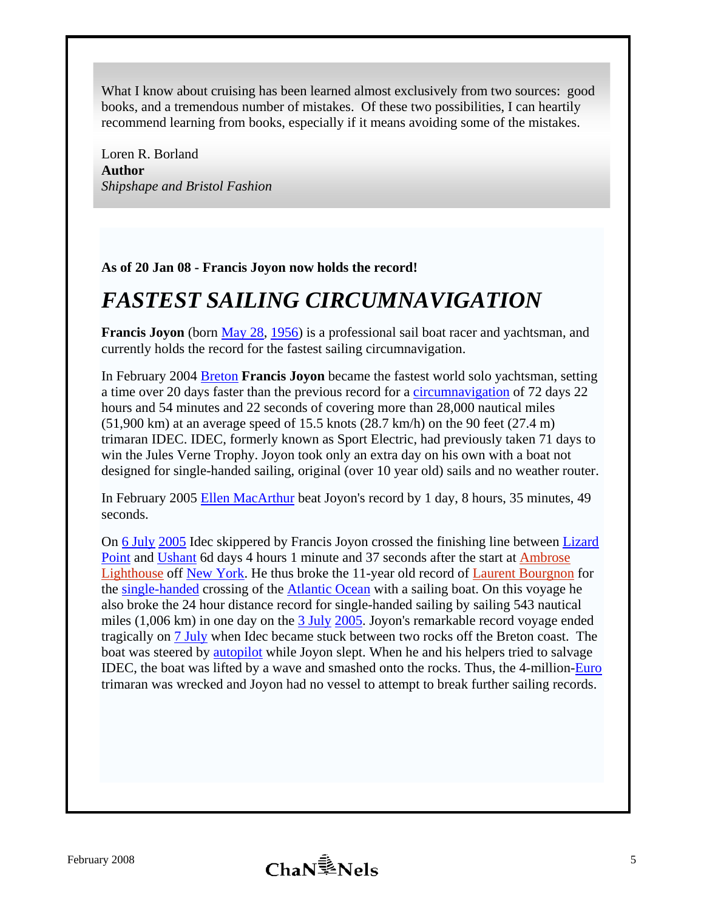What I know about cruising has been learned almost exclusively from two sources: good books, and a tremendous number of mistakes. Of these two possibilities, I can heartily recommend learning from books, especially if it means avoiding some of the mistakes.

Loren R. Borland
**Author**
*Shipshape and Bristol Fashion*

**As of 20 Jan 08 - Francis Joyon now holds the record!**

# *FASTEST SAILING CIRCUMNAVIGATION*

**Francis Joyon** (born May 28, 1956) is a professional sail boat racer and yachtsman, and currently holds the record for the fastest sailing circumnavigation.

In February 2004 Breton **Francis Joyon** became the fastest world solo yachtsman, setting a time over 20 days faster than the previous record for a circumnavigation of 72 days 22 hours and 54 minutes and 22 seconds of covering more than 28,000 nautical miles (51,900 km) at an average speed of 15.5 knots (28.7 km/h) on the 90 feet (27.4 m) trimaran IDEC. IDEC, formerly known as Sport Electric, had previously taken 71 days to win the Jules Verne Trophy. Joyon took only an extra day on his own with a boat not designed for single-handed sailing, original (over 10 year old) sails and no weather router.

In February 2005 Ellen MacArthur beat Joyon's record by 1 day, 8 hours, 35 minutes, 49 seconds.

On 6 July 2005 Idec skippered by Francis Joyon crossed the finishing line between Lizard Point and Ushant 6d days 4 hours 1 minute and 37 seconds after the start at Ambrose Lighthouse off New York. He thus broke the 11-year old record of Laurent Bourgnon for the single-handed crossing of the Atlantic Ocean with a sailing boat. On this voyage he also broke the 24 hour distance record for single-handed sailing by sailing 543 nautical miles (1,006 km) in one day on the 3 July 2005. Joyon's remarkable record voyage ended tragically on 7 July when Idec became stuck between two rocks off the Breton coast. The boat was steered by autopilot while Joyon slept. When he and his helpers tried to salvage IDEC, the boat was lifted by a wave and smashed onto the rocks. Thus, the 4-million-Euro trimaran was wrecked and Joyon had no vessel to attempt to break further sailing records.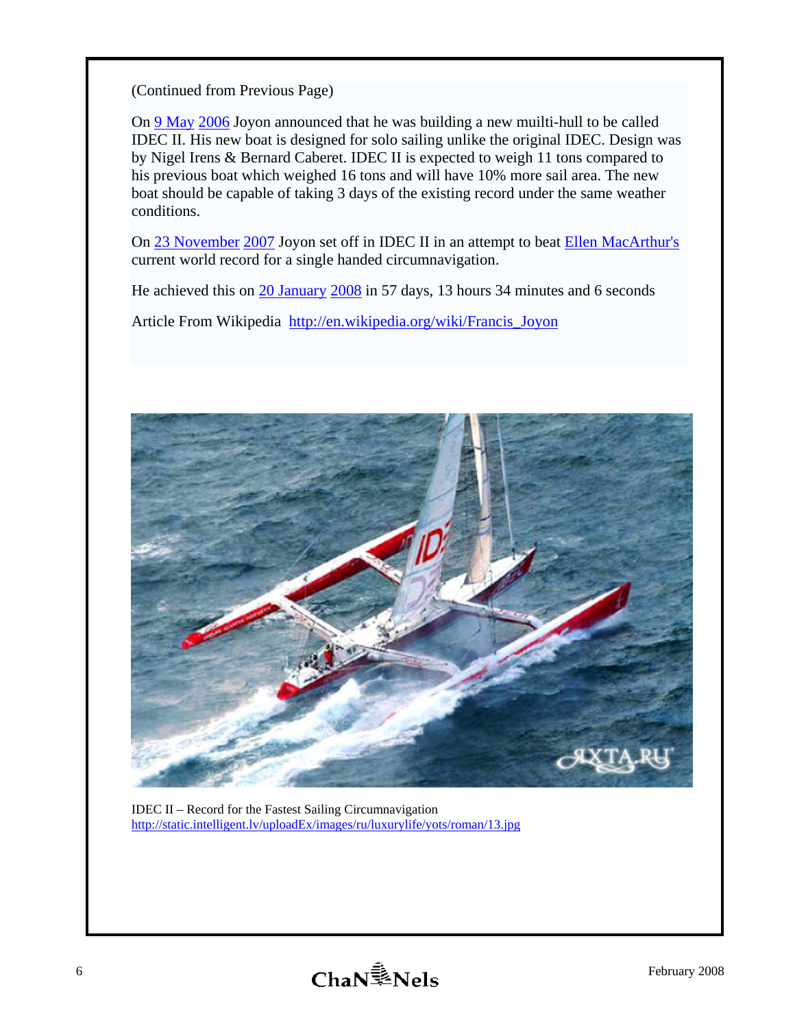(Continued from Previous Page)

On 9 May 2006 Joyon announced that he was building a new muilti-hull to be called IDEC II. His new boat is designed for solo sailing unlike the original IDEC. Design was by Nigel Irens & Bernard Caberet. IDEC II is expected to weigh 11 tons compared to his previous boat which weighed 16 tons and will have 10% more sail area. The new boat should be capable of taking 3 days of the existing record under the same weather conditions.

On 23 November 2007 Joyon set off in IDEC II in an attempt to beat Ellen MacArthur's current world record for a single handed circumnavigation.

He achieved this on 20 January 2008 in 57 days, 13 hours 34 minutes and 6 seconds

Article From Wikipedia http://en.wikipedia.org/wiki/Francis_Joyon

IDEC II – Record for the Fastest Sailing Circumnavigation
http://static.intelligent.lv/uploadEx/images/ru/luxurylife/yots/roman/13.jpg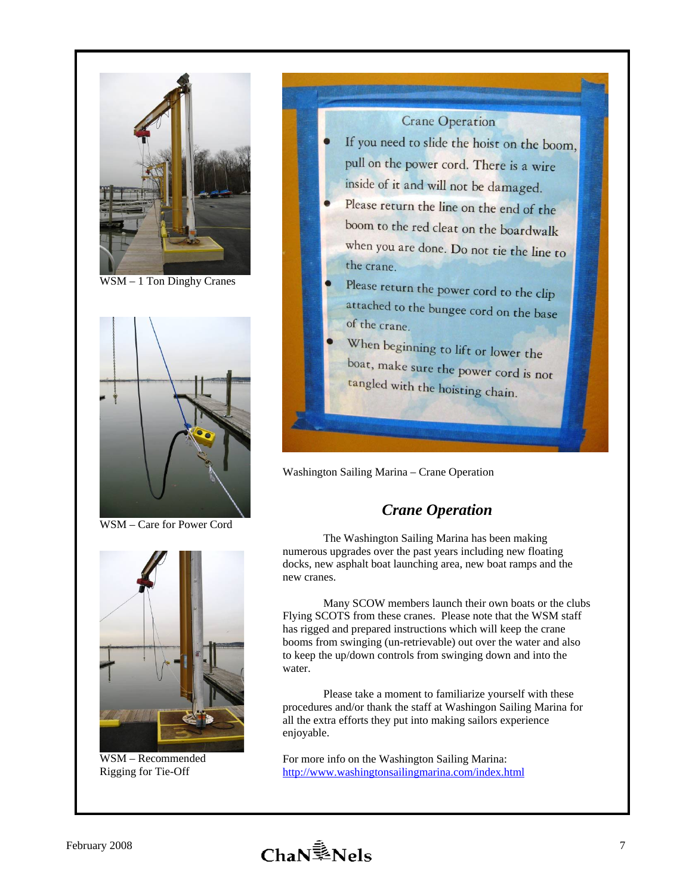WSM – 1 Ton Dinghy Cranes

WSM – Care for Power Cord

WSM – Recommended Rigging for Tie-Off

Crane Operation

- If you need to slide the hoist on the boom, pull on the power cord. There is a wire inside of it and will not be damaged.
- Please return the line on the end of the boom to the red cleat on the boardwalk when you are done. Do not tie the line to the crane.
- Please return the power cord to the clip attached to the bungee cord on the base of the crane.
- When beginning to lift or lower the boat, make sure the power cord is not tangled with the hoisting chain.

Washington Sailing Marina – Crane Operation

## *Crane Operation*

The Washington Sailing Marina has been making numerous upgrades over the past years including new floating docks, new asphalt boat launching area, new boat ramps and the new cranes.

Many SCOW members launch their own boats or the clubs Flying SCOTS from these cranes. Please note that the WSM staff has rigged and prepared instructions which will keep the crane booms from swinging (un-retrievable) out over the water and also to keep the up/down controls from swinging down and into the water.

Please take a moment to familiarize yourself with these procedures and/or thank the staff at Washington Sailing Marina for all the extra efforts they put into making sailors experience enjoyable.

For more info on the Washington Sailing Marina:
http://www.washingtonsailingmarina.com/index.html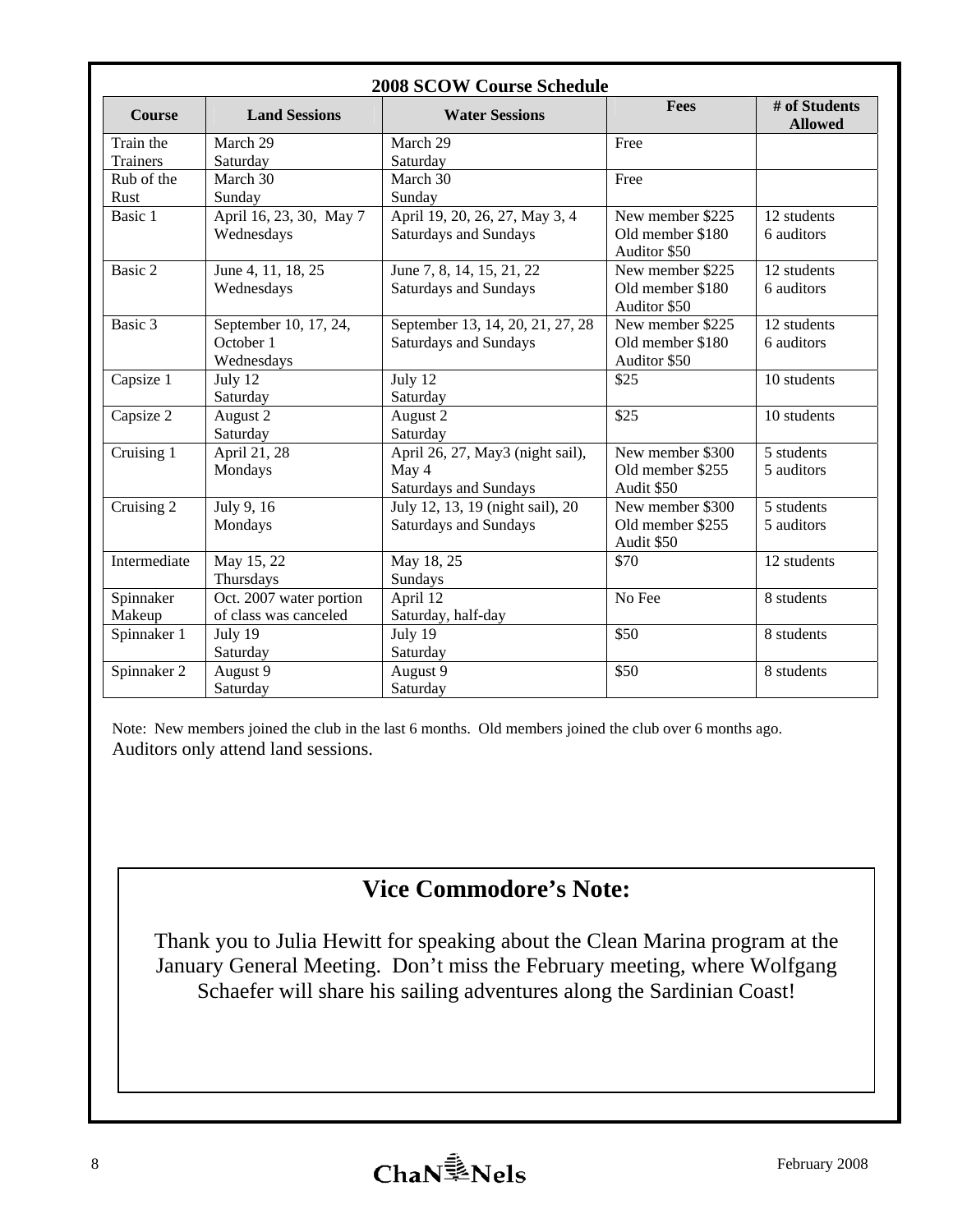## 2008 SCOW Course Schedule

| Course | Land Sessions | Water Sessions | Fees | # of Students Allowed |
|---|---|---|---|---|
| Train the Trainers | March 29 Saturday | March 29 Saturday | Free | |
| Rub of the Rust | March 30 Sunday | March 30 Sunday | Free | |
| Basic 1 | April 16, 23, 30, May 7 Wednesdays | April 19, 20, 26, 27, May 3, 4 Saturdays and Sundays | New member $225 Old member $180 Auditor $50 | 12 students 6 auditors |
| Basic 2 | June 4, 11, 18, 25 Wednesdays | June 7, 8, 14, 15, 21, 22 Saturdays and Sundays | New member $225 Old member $180 Auditor $50 | 12 students 6 auditors |
| Basic 3 | September 10, 17, 24, October 1 Wednesdays | September 13, 14, 20, 21, 27, 28 Saturdays and Sundays | New member $225 Old member $180 Auditor $50 | 12 students 6 auditors |
| Capsize 1 | July 12 Saturday | July 12 Saturday | $25 | 10 students |
| Capsize 2 | August 2 Saturday | August 2 Saturday | $25 | 10 students |
| Cruising 1 | April 21, 28 Mondays | April 26, 27, May3 (night sail), May 4 Saturdays and Sundays | New member $300 Old member $255 Audit $50 | 5 students 5 auditors |
| Cruising 2 | July 9, 16 Mondays | July 12, 13, 19 (night sail), 20 Saturdays and Sundays | New member $300 Old member $255 Audit $50 | 5 students 5 auditors |
| Intermediate | May 15, 22 Thursdays | May 18, 25 Sundays | $70 | 12 students |
| Spinnaker Makeup | Oct. 2007 water portion of class was canceled | April 12 Saturday, half-day | No Fee | 8 students |
| Spinnaker 1 | July 19 Saturday | July 19 Saturday | $50 | 8 students |
| Spinnaker 2 | August 9 Saturday | August 9 Saturday | $50 | 8 students |

Note: New members joined the club in the last 6 months. Old members joined the club over 6 months ago.
Auditors only attend land sessions.

## Vice Commodore's Note:

Thank you to Julia Hewitt for speaking about the Clean Marina program at the January General Meeting. Don't miss the February meeting, where Wolfgang Schaefer will share his sailing adventures along the Sardinian Coast!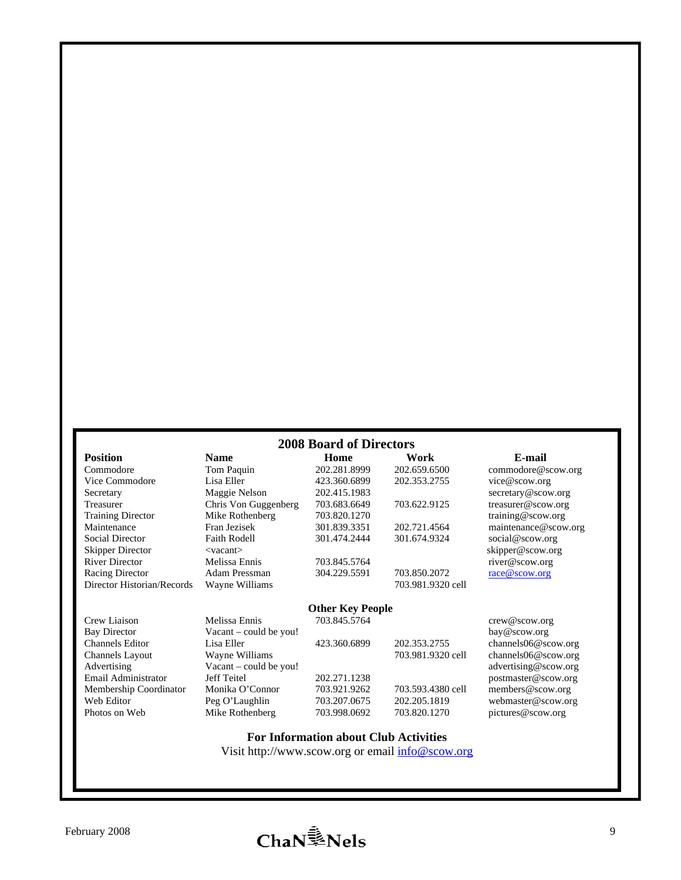## 2008 Board of Directors

| Position | Name | Home | Work | E-mail |
|---|---|---|---|---|
| Commodore | Tom Paquin | 202.281.8999 | 202.659.6500 | commodore@scow.org |
| Vice Commodore | Lisa Eller | 423.360.6899 | 202.353.2755 | vice@scow.org |
| Secretary | Maggie Nelson | 202.415.1983 | | secretary@scow.org |
| Treasurer | Chris Von Guggenberg | 703.683.6649 | 703.622.9125 | treasurer@scow.org |
| Training Director | Mike Rothenberg | 703.820.1270 | | training@scow.org |
| Maintenance | Fran Jezisek | 301.839.3351 | 202.721.4564 | maintenance@scow.org |
| Social Director | Faith Rodell | 301.474.2444 | 301.674.9324 | social@scow.org |
| Skipper Director | <vacant> | | | skipper@scow.org |
| River Director | Melissa Ennis | 703.845.5764 | | river@scow.org |
| Racing Director | Adam Pressman | 304.229.5591 | 703.850.2072 | race@scow.org |
| Director Historian/Records | Wayne Williams | | 703.981.9320 cell | |

### Other Key People

| | | | | |
|---|---|---|---|---|
| Crew Liaison | Melissa Ennis | 703.845.5764 | | crew@scow.org |
| Bay Director | Vacant – could be you! | | | bay@scow.org |
| Channels Editor | Lisa Eller | 423.360.6899 | 202.353.2755 | channels06@scow.org |
| Channels Layout | Wayne Williams | | 703.981.9320 cell | channels06@scow.org |
| Advertising | Vacant – could be you! | | | advertising@scow.org |
| Email Administrator | Jeff Teitel | 202.271.1238 | | postmaster@scow.org |
| Membership Coordinator | Monika O'Connor | 703.921.9262 | 703.593.4380 cell | members@scow.org |
| Web Editor | Peg O'Laughlin | 703.207.0675 | 202.205.1819 | webmaster@scow.org |
| Photos on Web | Mike Rothenberg | 703.998.0692 | 703.820.1270 | pictures@scow.org |

**For Information about Club Activities**

Visit http://www.scow.org or email info@scow.org